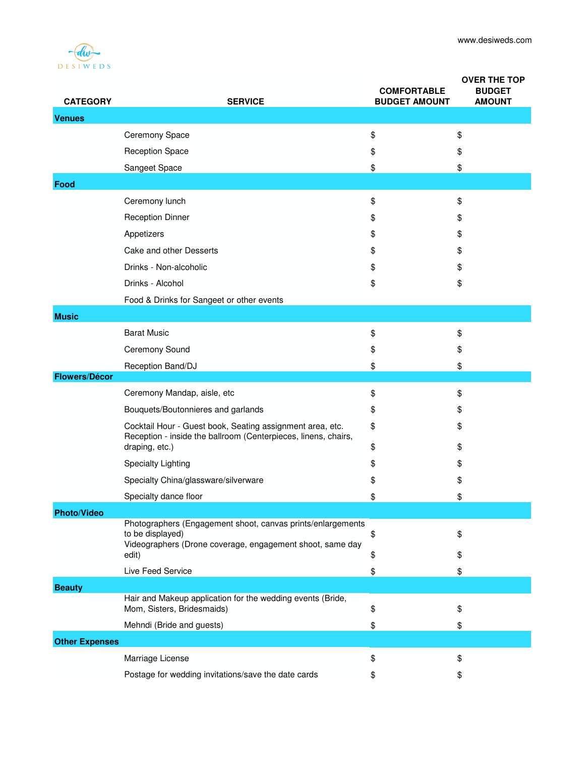DESIWEDS

www.desiweds.com

| CATEGORY | SERVICE | COMFORTABLE BUDGET AMOUNT | OVER THE TOP BUDGET AMOUNT |
|---|---|---|---|
| **Venues** | | | |
| | Ceremony Space | $ | $ |
| | Reception Space | $ | $ |
| | Sangeet Space | $ | $ |
| **Food** | | | |
| | Ceremony lunch | $ | $ |
| | Reception Dinner | $ | $ |
| | Appetizers | $ | $ |
| | Cake and other Desserts | $ | $ |
| | Drinks - Non-alcoholic | $ | $ |
| | Drinks - Alcohol | $ | $ |
| | Food & Drinks for Sangeet or other events | | |
| **Music** | | | |
| | Barat Music | $ | $ |
| | Ceremony Sound | $ | $ |
| | Reception Band/DJ | $ | $ |
| **Flowers/Décor** | | | |
| | Ceremony Mandap, aisle, etc | $ | $ |
| | Bouquets/Boutonnieres and garlands | $ | $ |
| | Cocktail Hour - Guest book, Seating assignment area, etc. | $ | $ |
| | Reception - inside the ballroom (Centerpieces, linens, chairs, draping, etc.) | $ | $ |
| | Specialty Lighting | $ | $ |
| | Specialty China/glassware/silverware | $ | $ |
| | Specialty dance floor | $ | $ |
| **Photo/Video** | | | |
| | Photographers (Engagement shoot, canvas prints/enlargements to be displayed) | $ | $ |
| | Videographers (Drone coverage, engagement shoot, same day edit) | $ | $ |
| | Live Feed Service | $ | $ |
| **Beauty** | | | |
| | Hair and Makeup application for the wedding events (Bride, Mom, Sisters, Bridesmaids) | $ | $ |
| | Mehndi (Bride and guests) | $ | $ |
| **Other Expenses** | | | |
| | Marriage License | $ | $ |
| | Postage for wedding invitations/save the date cards | $ | $ |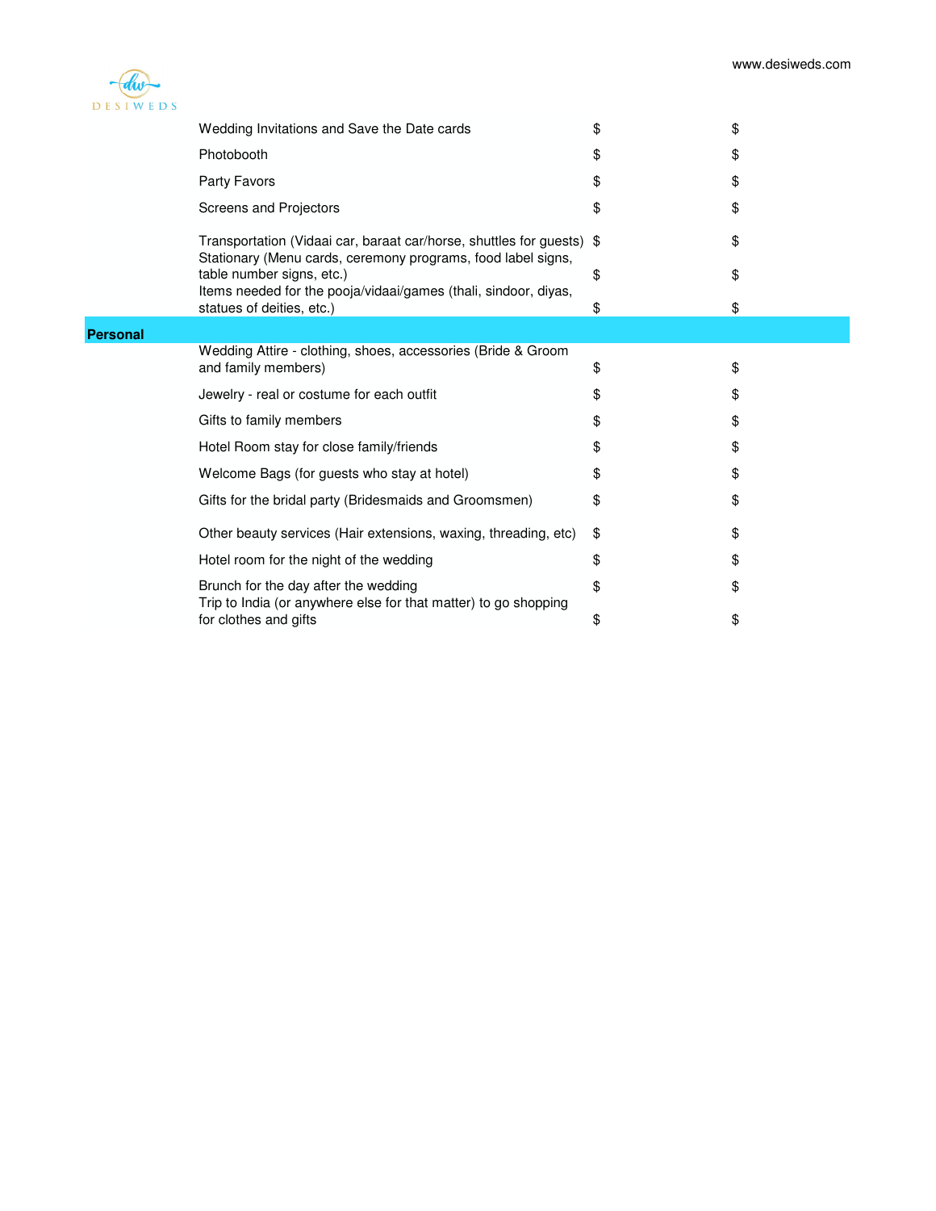| | | |
|---|---|---|
| Wedding Invitations and Save the Date cards | $ | $ |
| Photobooth | $ | $ |
| Party Favors | $ | $ |
| Screens and Projectors | $ | $ |
| Transportation (Vidaai car, baraat car/horse, shuttles for guests) | $ | $ |
| Stationary (Menu cards, ceremony programs, food label signs, table number signs, etc.) | $ | $ |
| Items needed for the pooja/vidaai/games (thali, sindoor, diyas, statues of deities, etc.) | $ | $ |
| **Personal** | | |
| Wedding Attire - clothing, shoes, accessories (Bride & Groom and family members) | $ | $ |
| Jewelry - real or costume for each outfit | $ | $ |
| Gifts to family members | $ | $ |
| Hotel Room stay for close family/friends | $ | $ |
| Welcome Bags (for guests who stay at hotel) | $ | $ |
| Gifts for the bridal party (Bridesmaids and Groomsmen) | $ | $ |
| Other beauty services (Hair extensions, waxing, threading, etc) | $ | $ |
| Hotel room for the night of the wedding | $ | $ |
| Brunch for the day after the wedding | $ | $ |
| Trip to India (or anywhere else for that matter) to go shopping for clothes and gifts | $ | $ |